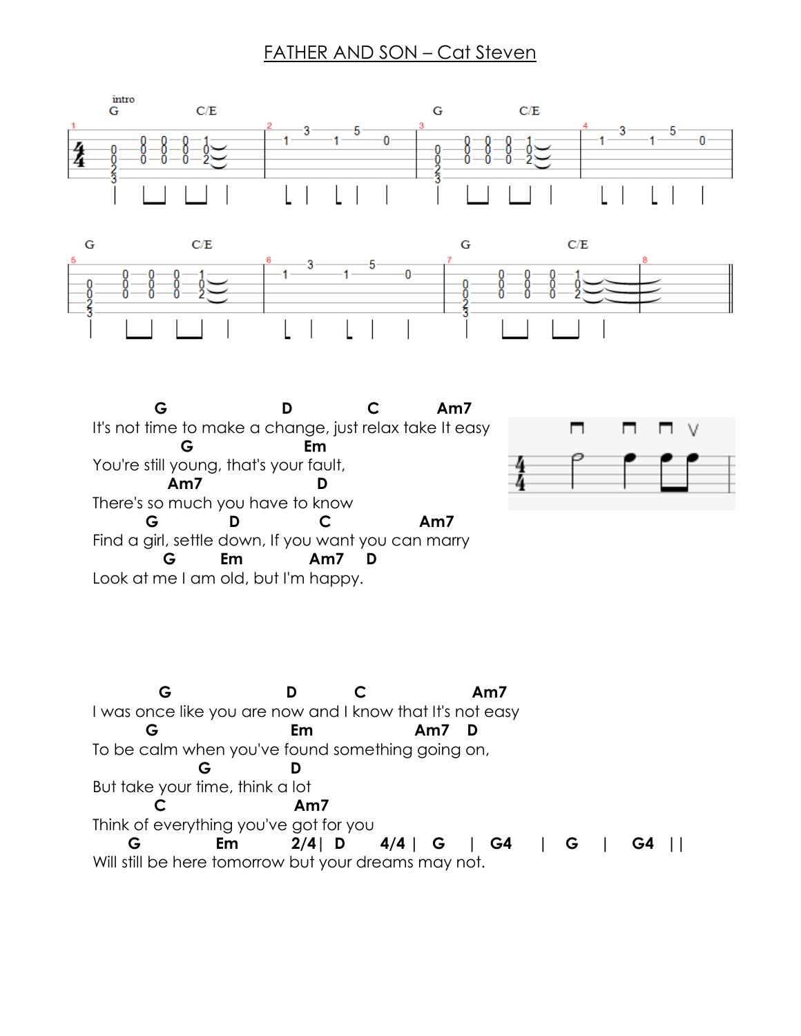# FATHER AND SON – Cat Steven

```
intro
G            C/E                                    G            C/E
|--------------1-|--3------5------|----------------1-|---3------5------|
|------0--0--0-0-|-1------1-------0|------0--0--0-0-|--1------1------0-|
|--0---0--0--0-2-|----------------|--0---0--0--0-2-|------------------|
|--0-------------|----------------|--0--------------|------------------|
|--2-------------|----------------|--2--------------|------------------|
|--3-------------|----------------|--3--------------|------------------|

G            C/E                                    G            C/E
|--------------1-|--3------5------|----------------1-|----------------||
|------0--0--0-0-|-1------1-------0|------0--0--0-0-|----------------||
|--0---0--0--0-2-|----------------|--0---0--0--0-2-|----------------||
|--0-------------|----------------|--0--------------|----------------||
|--2-------------|----------------|--2--------------|----------------||
|--3-------------|----------------|--3--------------|----------------||
```

```
         G                  D            C          Am7
It's not time to make a change, just relax take It easy
           G                  Em
You're still young, that's your fault,
            Am7                D
There's so much you have to know
        G           D          C              Am7
Find a girl, settle down, If you want you can marry
          G        Em           Am7     D
Look at me I am old, but I'm happy.
```

```
         G                  D          C                   Am7
I was once like you are now and I know that It's not easy
        G                    Em                Am7    D
To be calm when you've found something going on,
              G              D
But take your time, think a lot
         C                   Am7
Think of everything you've got for you
      G             Em          2/4|  D        4/4 |  G     |  G4     |  G    |    G4   ||
Will still be here tomorrow but your dreams may not.
```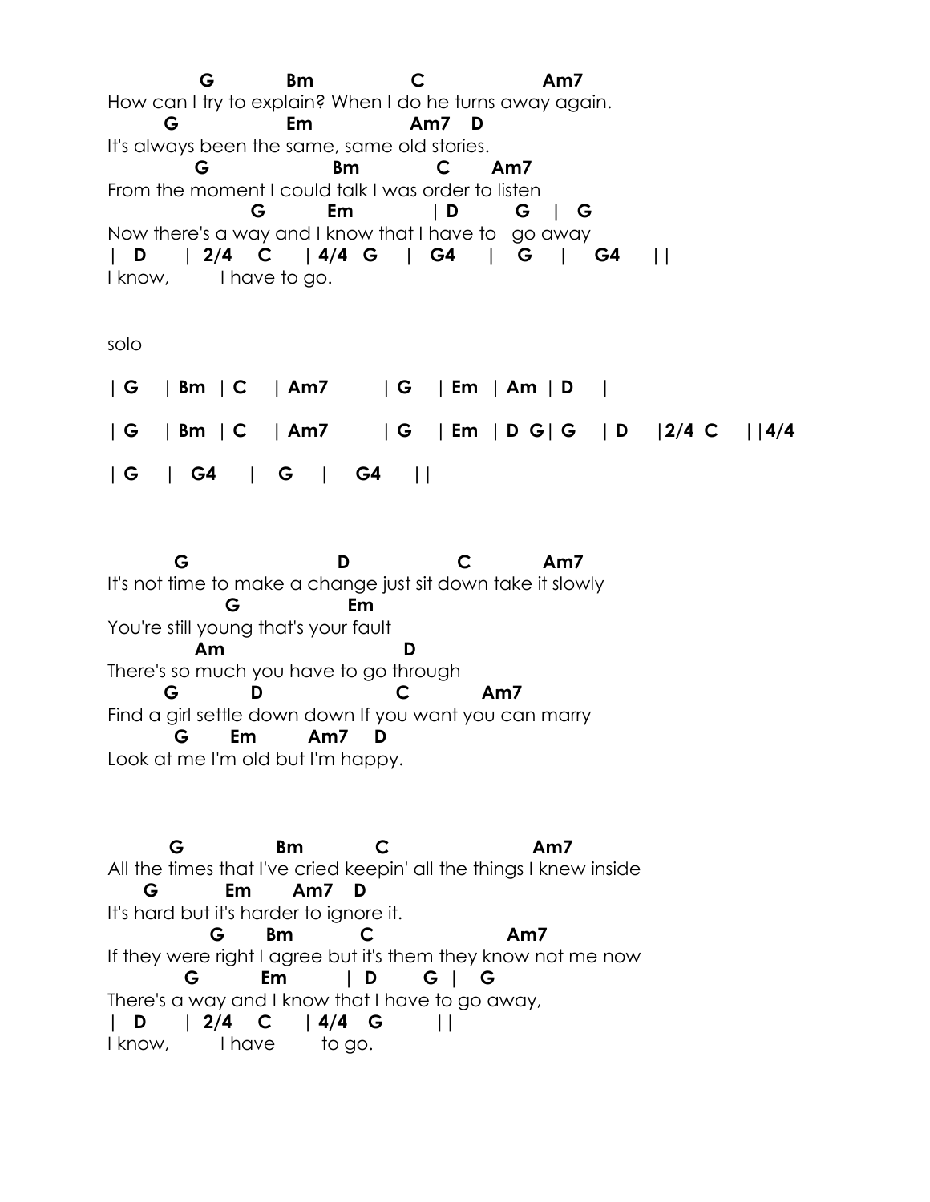```
          G           Bm              C                Am7
How can I try to explain? When I do he turns away again.
       G              Em          Am7   D
It's always been the same, same old stories.
          G               Bm          C      Am7
From the moment I could talk I was order to listen
                G          Em          | D        G   |   G
Now there's a way and I know that I have to   go away
|   D      | 2/4    C     | 4/4  G    |   G4     |   G    |    G4     | |
I know,         I have to go.
```

solo

```
| G    | Bm  | C    | Am7       | G    | Em  | Am  | D    |

| G    | Bm  | C    | Am7       | G    | Em  | D G| G    | D    |2/4  C    | |4/4

| G    |   G4     |    G    |    G4     | |
```

```
         G                      D               C           Am7
It's not time to make a change just sit down take it slowly
              G              Em
You're still young that's your fault
          Am                       D
There's so much you have to go through
       G           D                   C           Am7
Find a girl settle down down If you want you can marry
         G       Em        Am7    D
Look at me I'm old but I'm happy.
```

```
        G              Bm          C                     Am7
All the times that I've cried keepin' all the things I knew inside
     G          Em       Am7    D
It's hard but it's harder to ignore it.
            G       Bm          C                   Am7
If they were right I agree but it's them they know not me now
         G          Em        | D       G |    G
There's a way and I know that I have to go away,
|   D      | 2/4    C     | 4/4   G        | |
I know,         I have        to go.
```